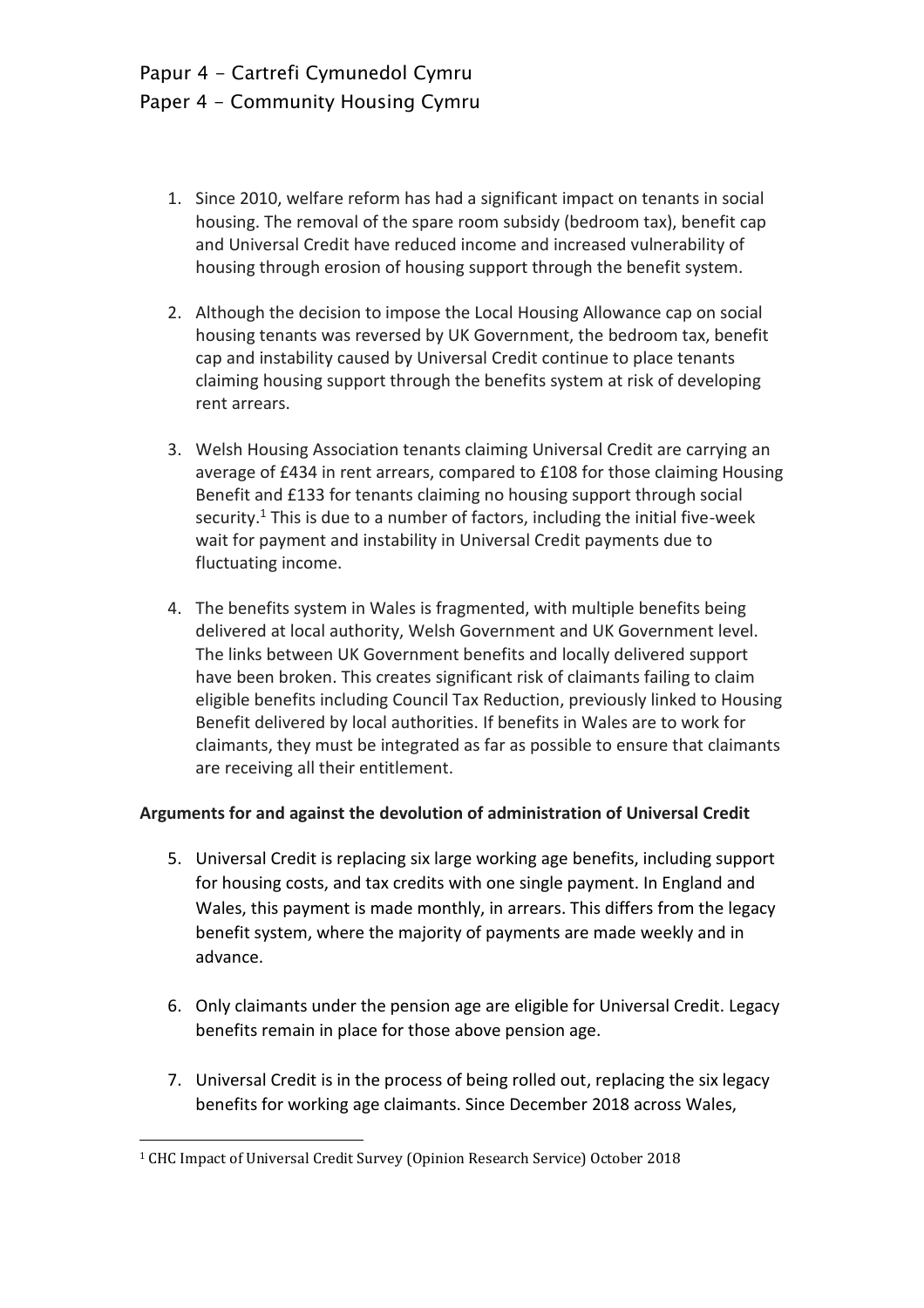# Papur 4 - Cartrefi Cymunedol Cymru
# Paper 4 - Community Housing Cymru

1. Since 2010, welfare reform has had a significant impact on tenants in social housing. The removal of the spare room subsidy (bedroom tax), benefit cap and Universal Credit have reduced income and increased vulnerability of housing through erosion of housing support through the benefit system.

2. Although the decision to impose the Local Housing Allowance cap on social housing tenants was reversed by UK Government, the bedroom tax, benefit cap and instability caused by Universal Credit continue to place tenants claiming housing support through the benefits system at risk of developing rent arrears.

3. Welsh Housing Association tenants claiming Universal Credit are carrying an average of £434 in rent arrears, compared to £108 for those claiming Housing Benefit and £133 for tenants claiming no housing support through social security.[1] This is due to a number of factors, including the initial five-week wait for payment and instability in Universal Credit payments due to fluctuating income.

4. The benefits system in Wales is fragmented, with multiple benefits being delivered at local authority, Welsh Government and UK Government level. The links between UK Government benefits and locally delivered support have been broken. This creates significant risk of claimants failing to claim eligible benefits including Council Tax Reduction, previously linked to Housing Benefit delivered by local authorities. If benefits in Wales are to work for claimants, they must be integrated as far as possible to ensure that claimants are receiving all their entitlement.

**Arguments for and against the devolution of administration of Universal Credit**

5. Universal Credit is replacing six large working age benefits, including support for housing costs, and tax credits with one single payment. In England and Wales, this payment is made monthly, in arrears. This differs from the legacy benefit system, where the majority of payments are made weekly and in advance.

6. Only claimants under the pension age are eligible for Universal Credit. Legacy benefits remain in place for those above pension age.

7. Universal Credit is in the process of being rolled out, replacing the six legacy benefits for working age claimants. Since December 2018 across Wales,

[1] CHC Impact of Universal Credit Survey (Opinion Research Service) October 2018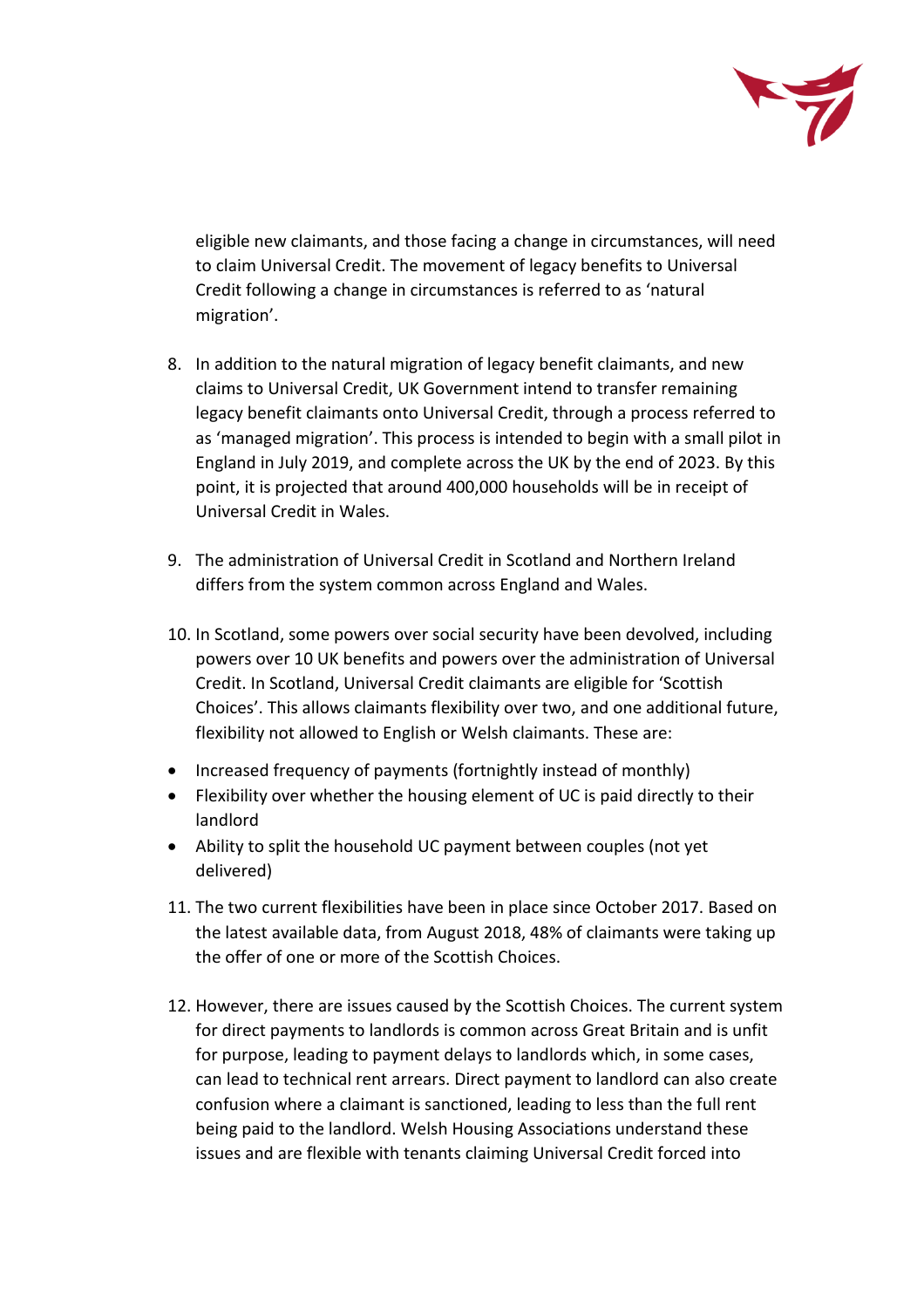eligible new claimants, and those facing a change in circumstances, will need to claim Universal Credit. The movement of legacy benefits to Universal Credit following a change in circumstances is referred to as 'natural migration'.

8. In addition to the natural migration of legacy benefit claimants, and new claims to Universal Credit, UK Government intend to transfer remaining legacy benefit claimants onto Universal Credit, through a process referred to as 'managed migration'. This process is intended to begin with a small pilot in England in July 2019, and complete across the UK by the end of 2023. By this point, it is projected that around 400,000 households will be in receipt of Universal Credit in Wales.

9. The administration of Universal Credit in Scotland and Northern Ireland differs from the system common across England and Wales.

10. In Scotland, some powers over social security have been devolved, including powers over 10 UK benefits and powers over the administration of Universal Credit. In Scotland, Universal Credit claimants are eligible for 'Scottish Choices'. This allows claimants flexibility over two, and one additional future, flexibility not allowed to English or Welsh claimants. These are:

- Increased frequency of payments (fortnightly instead of monthly)
- Flexibility over whether the housing element of UC is paid directly to their landlord
- Ability to split the household UC payment between couples (not yet delivered)

11. The two current flexibilities have been in place since October 2017. Based on the latest available data, from August 2018, 48% of claimants were taking up the offer of one or more of the Scottish Choices.

12. However, there are issues caused by the Scottish Choices. The current system for direct payments to landlords is common across Great Britain and is unfit for purpose, leading to payment delays to landlords which, in some cases, can lead to technical rent arrears. Direct payment to landlord can also create confusion where a claimant is sanctioned, leading to less than the full rent being paid to the landlord. Welsh Housing Associations understand these issues and are flexible with tenants claiming Universal Credit forced into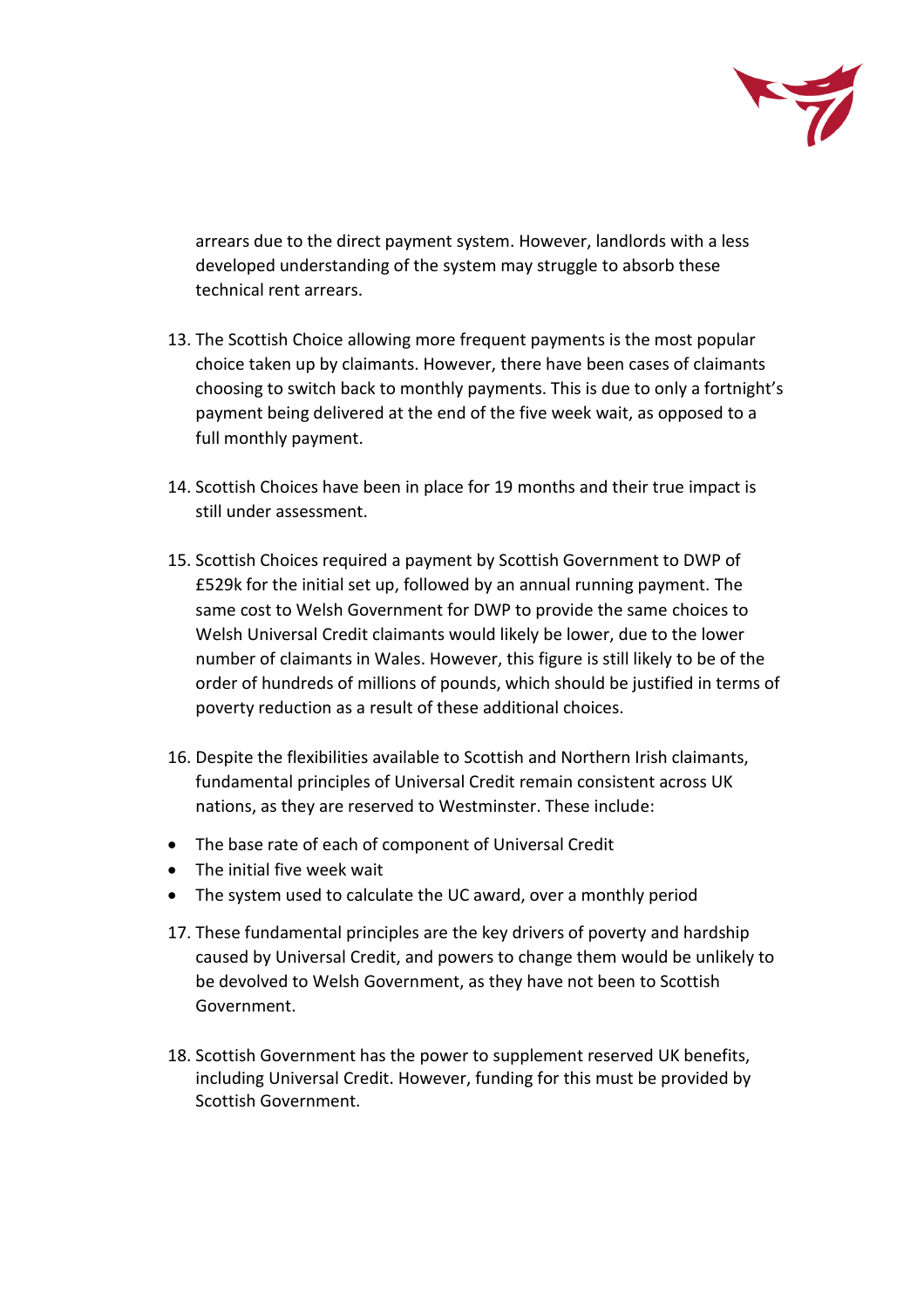arrears due to the direct payment system. However, landlords with a less developed understanding of the system may struggle to absorb these technical rent arrears.

13. The Scottish Choice allowing more frequent payments is the most popular choice taken up by claimants. However, there have been cases of claimants choosing to switch back to monthly payments. This is due to only a fortnight's payment being delivered at the end of the five week wait, as opposed to a full monthly payment.

14. Scottish Choices have been in place for 19 months and their true impact is still under assessment.

15. Scottish Choices required a payment by Scottish Government to DWP of £529k for the initial set up, followed by an annual running payment. The same cost to Welsh Government for DWP to provide the same choices to Welsh Universal Credit claimants would likely be lower, due to the lower number of claimants in Wales. However, this figure is still likely to be of the order of hundreds of millions of pounds, which should be justified in terms of poverty reduction as a result of these additional choices.

16. Despite the flexibilities available to Scottish and Northern Irish claimants, fundamental principles of Universal Credit remain consistent across UK nations, as they are reserved to Westminster. These include:

- The base rate of each of component of Universal Credit
- The initial five week wait
- The system used to calculate the UC award, over a monthly period

17. These fundamental principles are the key drivers of poverty and hardship caused by Universal Credit, and powers to change them would be unlikely to be devolved to Welsh Government, as they have not been to Scottish Government.

18. Scottish Government has the power to supplement reserved UK benefits, including Universal Credit. However, funding for this must be provided by Scottish Government.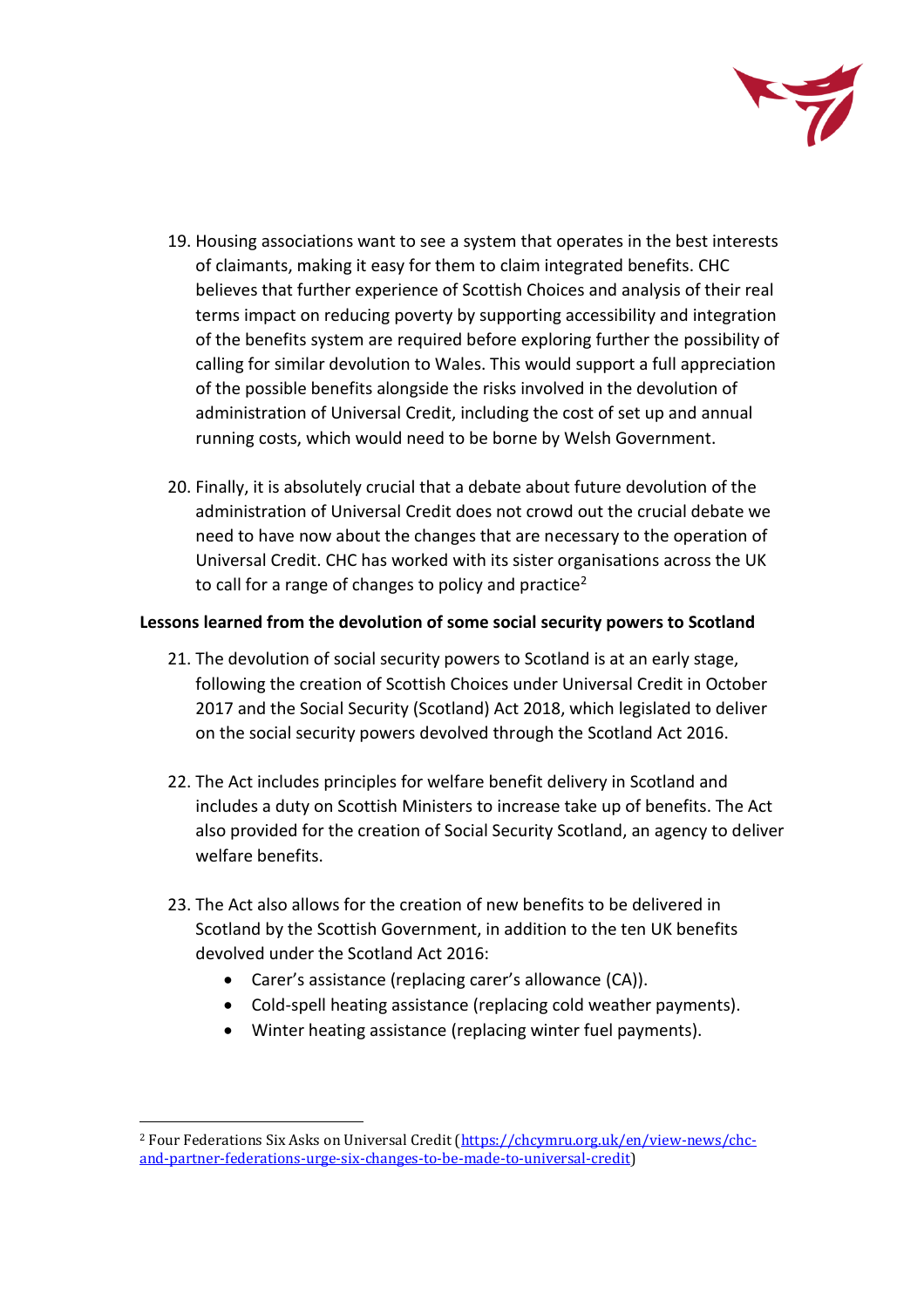19. Housing associations want to see a system that operates in the best interests of claimants, making it easy for them to claim integrated benefits. CHC believes that further experience of Scottish Choices and analysis of their real terms impact on reducing poverty by supporting accessibility and integration of the benefits system are required before exploring further the possibility of calling for similar devolution to Wales. This would support a full appreciation of the possible benefits alongside the risks involved in the devolution of administration of Universal Credit, including the cost of set up and annual running costs, which would need to be borne by Welsh Government.

20. Finally, it is absolutely crucial that a debate about future devolution of the administration of Universal Credit does not crowd out the crucial debate we need to have now about the changes that are necessary to the operation of Universal Credit. CHC has worked with its sister organisations across the UK to call for a range of changes to policy and practice[2]

**Lessons learned from the devolution of some social security powers to Scotland**

21. The devolution of social security powers to Scotland is at an early stage, following the creation of Scottish Choices under Universal Credit in October 2017 and the Social Security (Scotland) Act 2018, which legislated to deliver on the social security powers devolved through the Scotland Act 2016.

22. The Act includes principles for welfare benefit delivery in Scotland and includes a duty on Scottish Ministers to increase take up of benefits. The Act also provided for the creation of Social Security Scotland, an agency to deliver welfare benefits.

23. The Act also allows for the creation of new benefits to be delivered in Scotland by the Scottish Government, in addition to the ten UK benefits devolved under the Scotland Act 2016:
    - Carer's assistance (replacing carer's allowance (CA)).
    - Cold-spell heating assistance (replacing cold weather payments).
    - Winter heating assistance (replacing winter fuel payments).

---

[2] Four Federations Six Asks on Universal Credit (https://chcymru.org.uk/en/view-news/chc-and-partner-federations-urge-six-changes-to-be-made-to-universal-credit)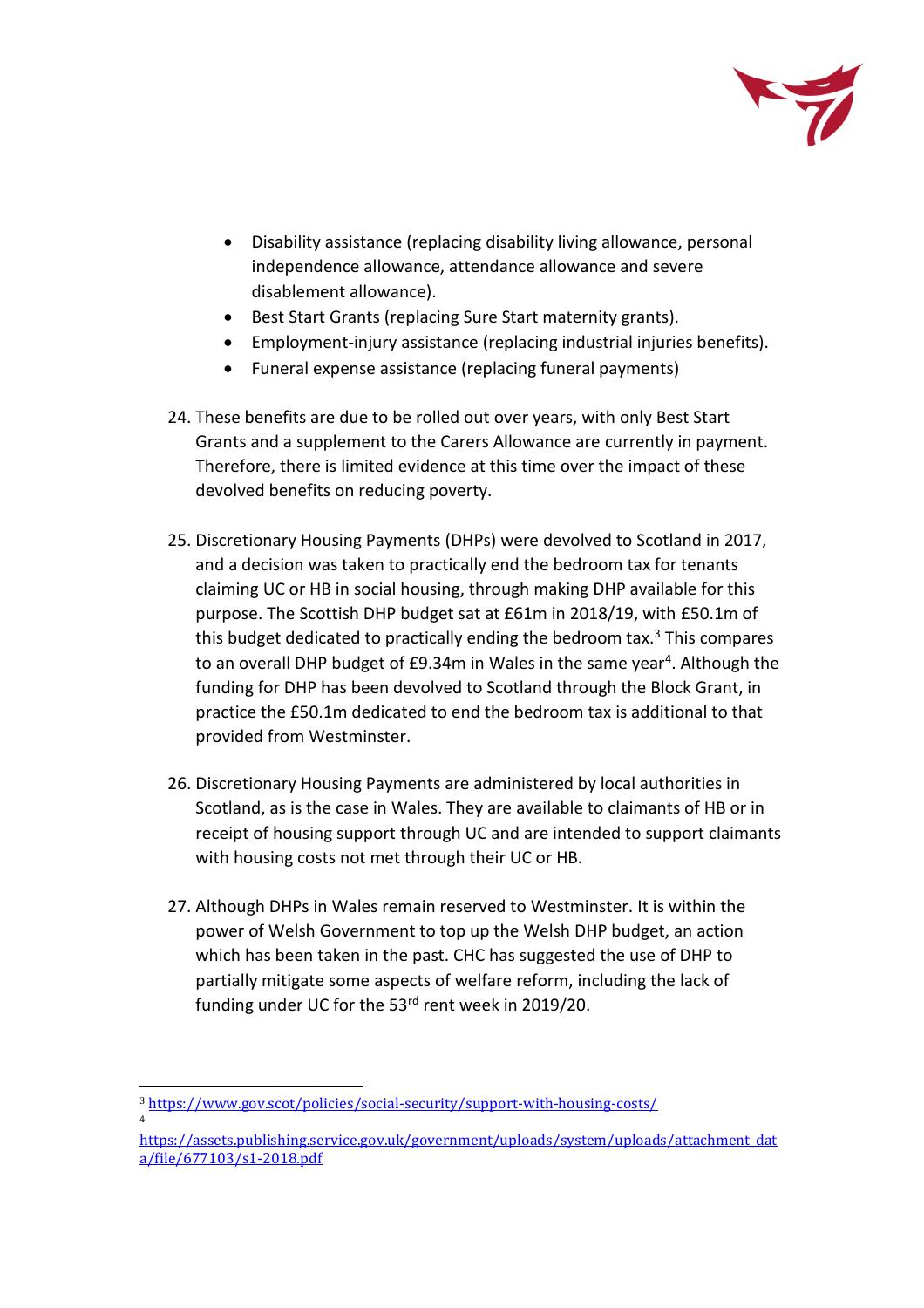- Disability assistance (replacing disability living allowance, personal independence allowance, attendance allowance and severe disablement allowance).
- Best Start Grants (replacing Sure Start maternity grants).
- Employment-injury assistance (replacing industrial injuries benefits).
- Funeral expense assistance (replacing funeral payments)

24. These benefits are due to be rolled out over years, with only Best Start Grants and a supplement to the Carers Allowance are currently in payment. Therefore, there is limited evidence at this time over the impact of these devolved benefits on reducing poverty.

25. Discretionary Housing Payments (DHPs) were devolved to Scotland in 2017, and a decision was taken to practically end the bedroom tax for tenants claiming UC or HB in social housing, through making DHP available for this purpose. The Scottish DHP budget sat at £61m in 2018/19, with £50.1m of this budget dedicated to practically ending the bedroom tax.[3] This compares to an overall DHP budget of £9.34m in Wales in the same year[4]. Although the funding for DHP has been devolved to Scotland through the Block Grant, in practice the £50.1m dedicated to end the bedroom tax is additional to that provided from Westminster.

26. Discretionary Housing Payments are administered by local authorities in Scotland, as is the case in Wales. They are available to claimants of HB or in receipt of housing support through UC and are intended to support claimants with housing costs not met through their UC or HB.

27. Although DHPs in Wales remain reserved to Westminster. It is within the power of Welsh Government to top up the Welsh DHP budget, an action which has been taken in the past. CHC has suggested the use of DHP to partially mitigate some aspects of welfare reform, including the lack of funding under UC for the 53rd rent week in 2019/20.

---

[3] https://www.gov.scot/policies/social-security/support-with-housing-costs/

[4] https://assets.publishing.service.gov.uk/government/uploads/system/uploads/attachment_data/file/677103/s1-2018.pdf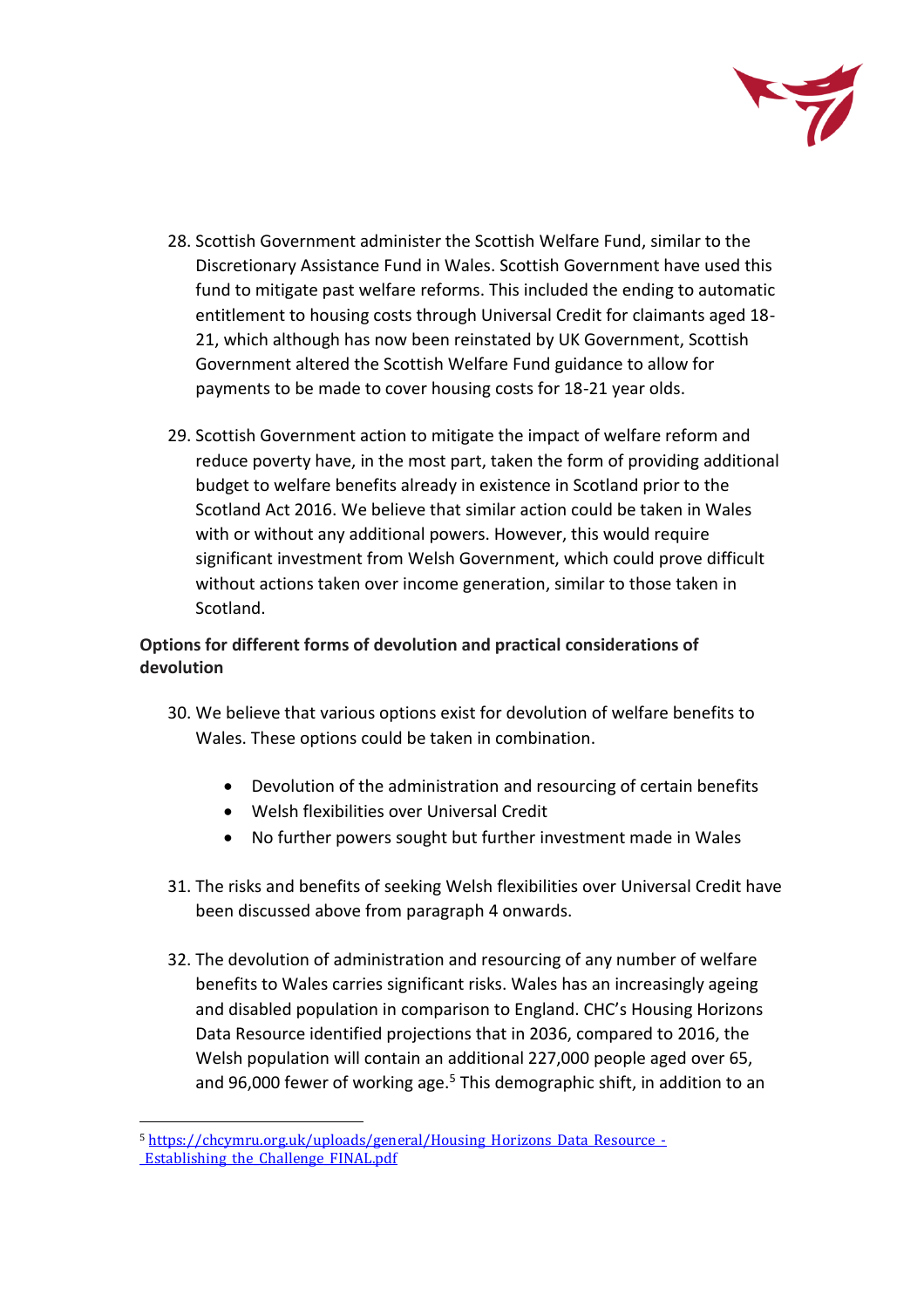28. Scottish Government administer the Scottish Welfare Fund, similar to the Discretionary Assistance Fund in Wales. Scottish Government have used this fund to mitigate past welfare reforms. This included the ending to automatic entitlement to housing costs through Universal Credit for claimants aged 18-21, which although has now been reinstated by UK Government, Scottish Government altered the Scottish Welfare Fund guidance to allow for payments to be made to cover housing costs for 18-21 year olds.

29. Scottish Government action to mitigate the impact of welfare reform and reduce poverty have, in the most part, taken the form of providing additional budget to welfare benefits already in existence in Scotland prior to the Scotland Act 2016. We believe that similar action could be taken in Wales with or without any additional powers. However, this would require significant investment from Welsh Government, which could prove difficult without actions taken over income generation, similar to those taken in Scotland.

**Options for different forms of devolution and practical considerations of devolution**

30. We believe that various options exist for devolution of welfare benefits to Wales. These options could be taken in combination.

    - Devolution of the administration and resourcing of certain benefits
    - Welsh flexibilities over Universal Credit
    - No further powers sought but further investment made in Wales

31. The risks and benefits of seeking Welsh flexibilities over Universal Credit have been discussed above from paragraph 4 onwards.

32. The devolution of administration and resourcing of any number of welfare benefits to Wales carries significant risks. Wales has an increasingly ageing and disabled population in comparison to England. CHC's Housing Horizons Data Resource identified projections that in 2036, compared to 2016, the Welsh population will contain an additional 227,000 people aged over 65, and 96,000 fewer of working age.[5] This demographic shift, in addition to an

[5] https://chcymru.org.uk/uploads/general/Housing_Horizons_Data_Resource_-_Establishing_the_Challenge_FINAL.pdf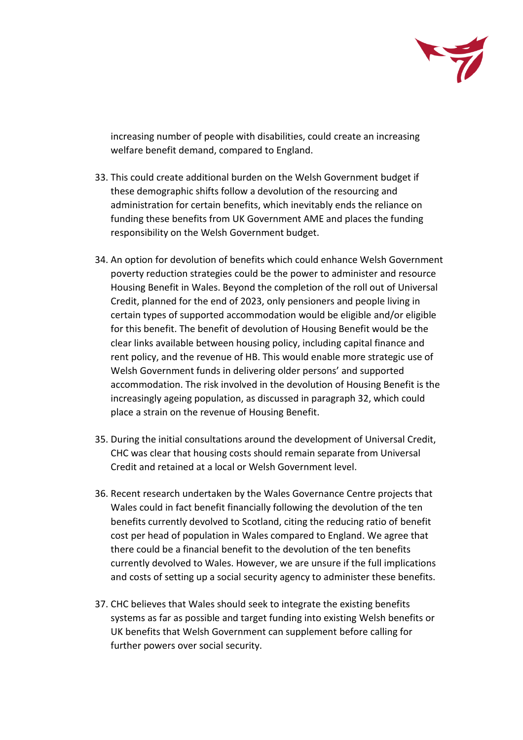increasing number of people with disabilities, could create an increasing welfare benefit demand, compared to England.

33. This could create additional burden on the Welsh Government budget if these demographic shifts follow a devolution of the resourcing and administration for certain benefits, which inevitably ends the reliance on funding these benefits from UK Government AME and places the funding responsibility on the Welsh Government budget.

34. An option for devolution of benefits which could enhance Welsh Government poverty reduction strategies could be the power to administer and resource Housing Benefit in Wales. Beyond the completion of the roll out of Universal Credit, planned for the end of 2023, only pensioners and people living in certain types of supported accommodation would be eligible and/or eligible for this benefit. The benefit of devolution of Housing Benefit would be the clear links available between housing policy, including capital finance and rent policy, and the revenue of HB. This would enable more strategic use of Welsh Government funds in delivering older persons' and supported accommodation. The risk involved in the devolution of Housing Benefit is the increasingly ageing population, as discussed in paragraph 32, which could place a strain on the revenue of Housing Benefit.

35. During the initial consultations around the development of Universal Credit, CHC was clear that housing costs should remain separate from Universal Credit and retained at a local or Welsh Government level.

36. Recent research undertaken by the Wales Governance Centre projects that Wales could in fact benefit financially following the devolution of the ten benefits currently devolved to Scotland, citing the reducing ratio of benefit cost per head of population in Wales compared to England. We agree that there could be a financial benefit to the devolution of the ten benefits currently devolved to Wales. However, we are unsure if the full implications and costs of setting up a social security agency to administer these benefits.

37. CHC believes that Wales should seek to integrate the existing benefits systems as far as possible and target funding into existing Welsh benefits or UK benefits that Welsh Government can supplement before calling for further powers over social security.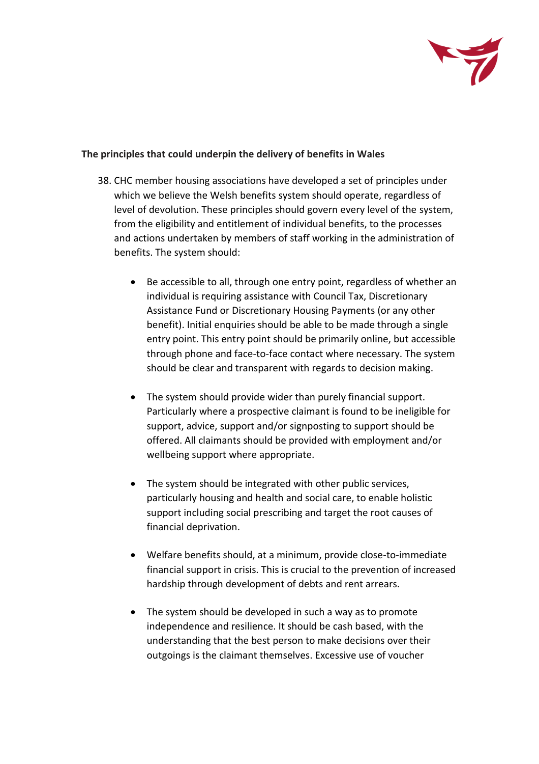**The principles that could underpin the delivery of benefits in Wales**

38. CHC member housing associations have developed a set of principles under which we believe the Welsh benefits system should operate, regardless of level of devolution. These principles should govern every level of the system, from the eligibility and entitlement of individual benefits, to the processes and actions undertaken by members of staff working in the administration of benefits. The system should:

    - Be accessible to all, through one entry point, regardless of whether an individual is requiring assistance with Council Tax, Discretionary Assistance Fund or Discretionary Housing Payments (or any other benefit). Initial enquiries should be able to be made through a single entry point. This entry point should be primarily online, but accessible through phone and face-to-face contact where necessary. The system should be clear and transparent with regards to decision making.

    - The system should provide wider than purely financial support. Particularly where a prospective claimant is found to be ineligible for support, advice, support and/or signposting to support should be offered. All claimants should be provided with employment and/or wellbeing support where appropriate.

    - The system should be integrated with other public services, particularly housing and health and social care, to enable holistic support including social prescribing and target the root causes of financial deprivation.

    - Welfare benefits should, at a minimum, provide close-to-immediate financial support in crisis. This is crucial to the prevention of increased hardship through development of debts and rent arrears.

    - The system should be developed in such a way as to promote independence and resilience. It should be cash based, with the understanding that the best person to make decisions over their outgoings is the claimant themselves. Excessive use of voucher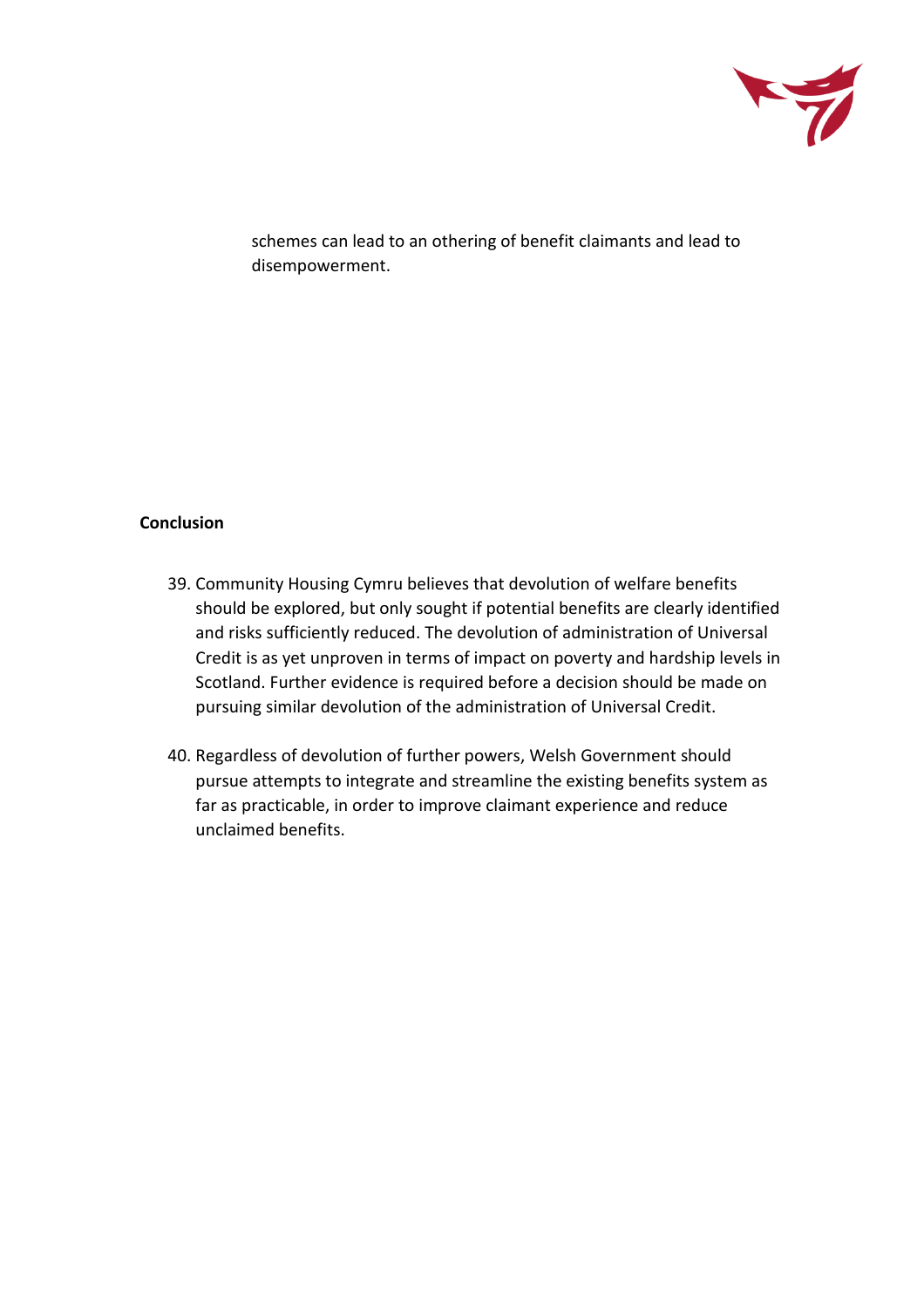schemes can lead to an othering of benefit claimants and lead to disempowerment.

**Conclusion**

39. Community Housing Cymru believes that devolution of welfare benefits should be explored, but only sought if potential benefits are clearly identified and risks sufficiently reduced. The devolution of administration of Universal Credit is as yet unproven in terms of impact on poverty and hardship levels in Scotland. Further evidence is required before a decision should be made on pursuing similar devolution of the administration of Universal Credit.

40. Regardless of devolution of further powers, Welsh Government should pursue attempts to integrate and streamline the existing benefits system as far as practicable, in order to improve claimant experience and reduce unclaimed benefits.